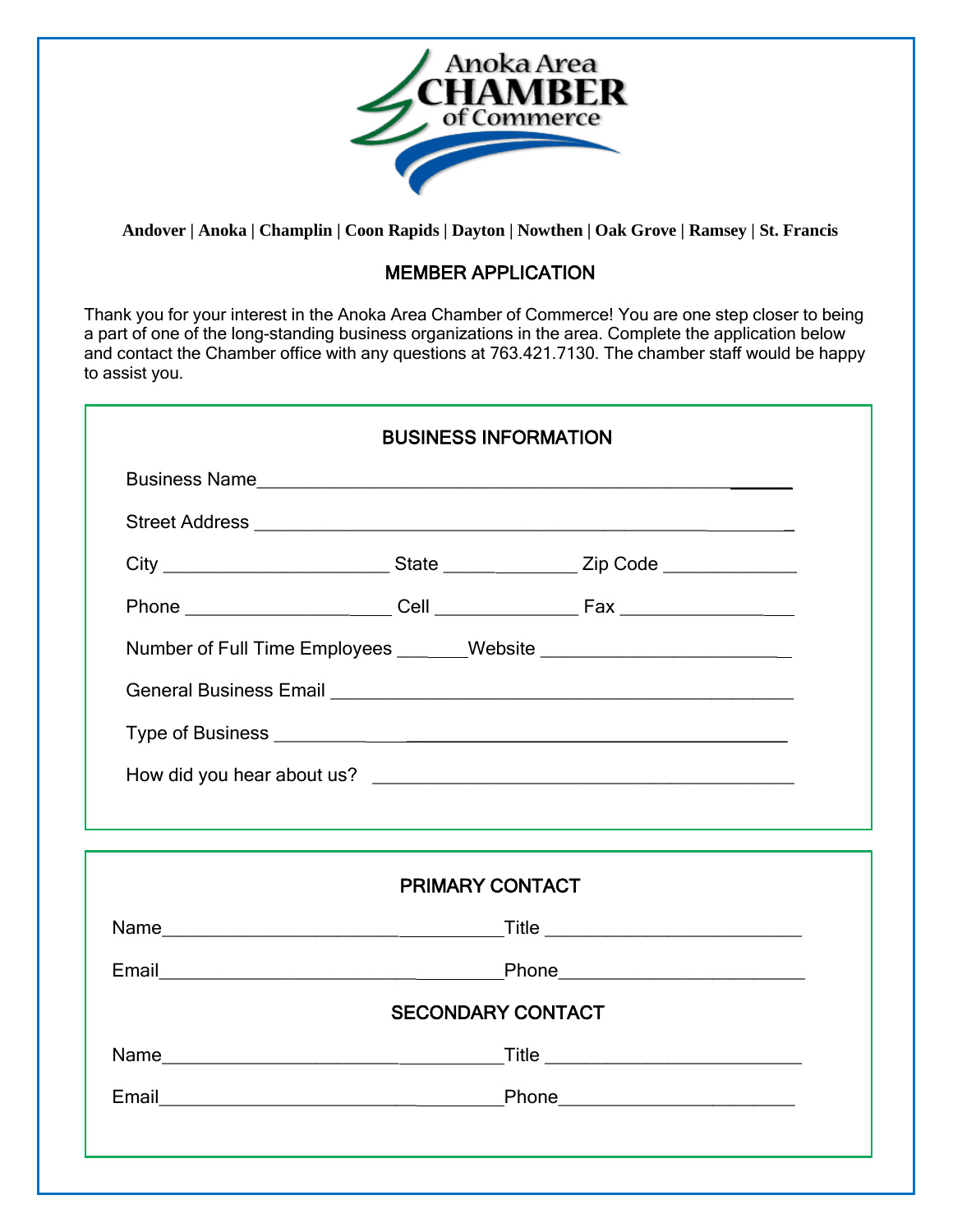Anoka Area CHAMBER of Commerce

**Andover | Anoka | Champlin | Coon Rapids | Dayton | Nowthen | Oak Grove | Ramsey | St. Francis**

## MEMBER APPLICATION

Thank you for your interest in the Anoka Area Chamber of Commerce! You are one step closer to being a part of one of the long-standing business organizations in the area. Complete the application below and contact the Chamber office with any questions at 763.421.7130. The chamber staff would be happy to assist you.

### BUSINESS INFORMATION

Business Name_______________________________________________________

Street Address _______________________________________________________

City ______________________ State _____________ Zip Code _____________

Phone ____________________ Cell ______________ Fax _________________

Number of Full Time Employees _______Website _________________________

General Business Email _______________________________________________

Type of Business ____________________________________________________

How did you hear about us? __________________________________________

### PRIMARY CONTACT

Name___________________________________Title __________________________

Email___________________________________Phone__________________________

### SECONDARY CONTACT

Name___________________________________Title __________________________

Email___________________________________Phone__________________________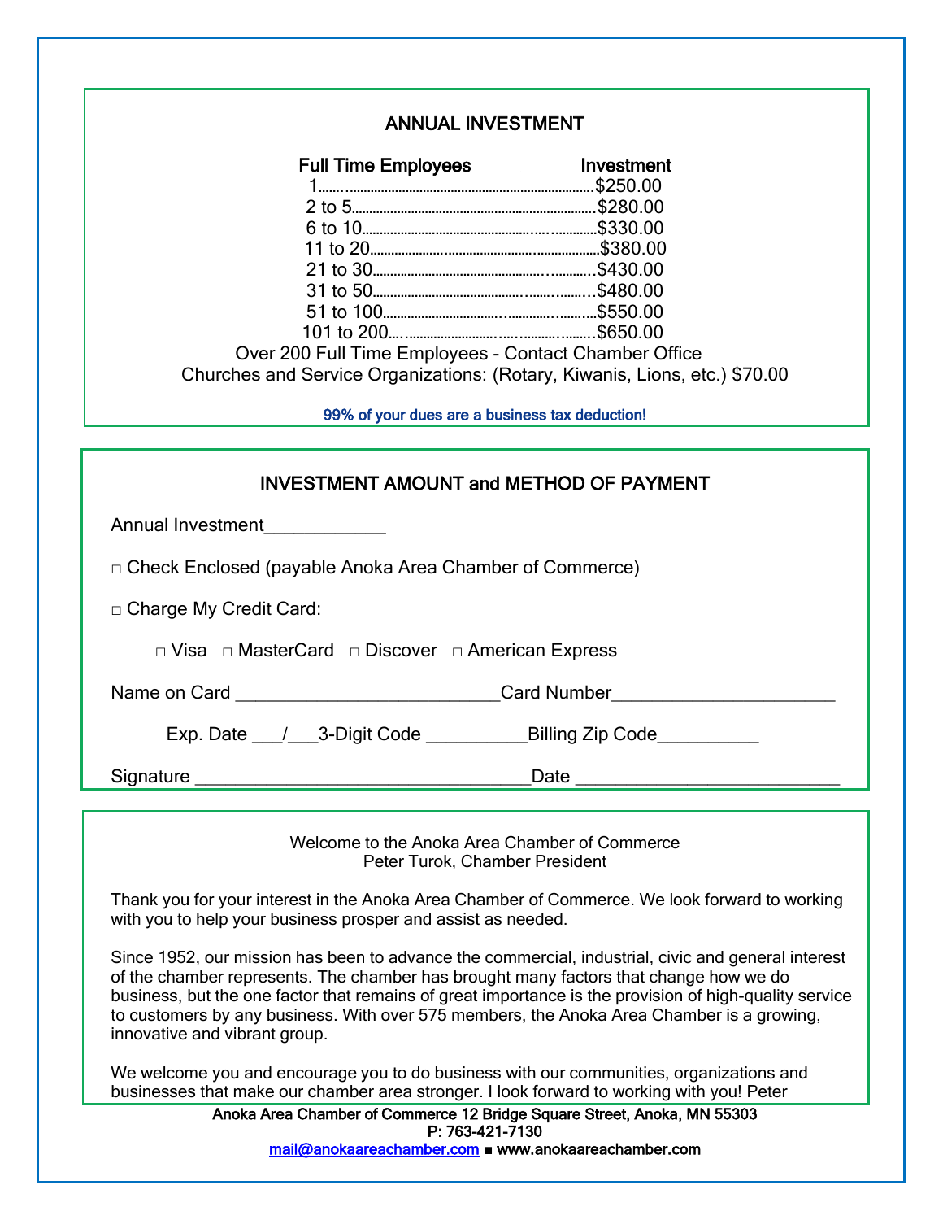## ANNUAL INVESTMENT

| Full Time Employees | Investment |
|---|---|
| 1 | $250.00 |
| 2 to 5 | $280.00 |
| 6 to 10 | $330.00 |
| 11 to 20 | $380.00 |
| 21 to 30 | $430.00 |
| 31 to 50 | $480.00 |
| 51 to 100 | $550.00 |
| 101 to 200 | $650.00 |

Over 200 Full Time Employees - Contact Chamber Office

Churches and Service Organizations: (Rotary, Kiwanis, Lions, etc.) $70.00

**99% of your dues are a business tax deduction!**

## INVESTMENT AMOUNT and METHOD OF PAYMENT

Annual Investment____________

□ Check Enclosed (payable Anoka Area Chamber of Commerce)

□ Charge My Credit Card:

□ Visa □ MasterCard □ Discover □ American Express

Name on Card __________________________Card Number_____________________

Exp. Date ___/___3-Digit Code __________Billing Zip Code__________

Signature _________________________________Date _________________________

Welcome to the Anoka Area Chamber of Commerce
Peter Turok, Chamber President

Thank you for your interest in the Anoka Area Chamber of Commerce. We look forward to working with you to help your business prosper and assist as needed.

Since 1952, our mission has been to advance the commercial, industrial, civic and general interest of the chamber represents. The chamber has brought many factors that change how we do business, but the one factor that remains of great importance is the provision of high-quality service to customers by any business. With over 575 members, the Anoka Area Chamber is a growing, innovative and vibrant group.

We welcome you and encourage you to do business with our communities, organizations and businesses that make our chamber area stronger. I look forward to working with you! Peter

**Anoka Area Chamber of Commerce 12 Bridge Square Street, Anoka, MN 55303**
**P: 763-421-7130**
**mail@anokaareachamber.com ■ www.anokaareachamber.com**